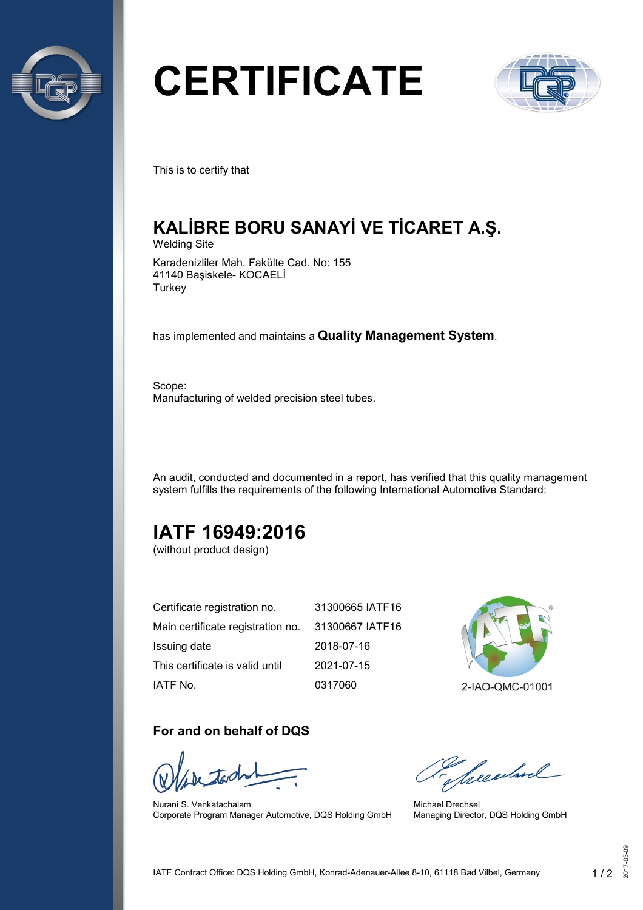# CERTIFICATE

This is to certify that

## KALİBRE BORU SANAYİ VE TİCARET A.Ş.

Welding Site

Karadenizliler Mah. Fakülte Cad. No: 155
41140 Başiskele- KOCAELİ
Turkey

has implemented and maintains a **Quality Management System**.

Scope:
Manufacturing of welded precision steel tubes.

An audit, conducted and documented in a report, has verified that this quality management system fulfills the requirements of the following International Automotive Standard:

## IATF 16949:2016

(without product design)

| | |
|---|---|
| Certificate registration no. | 31300665 IATF16 |
| Main certificate registration no. | 31300667 IATF16 |
| Issuing date | 2018-07-16 |
| This certificate is valid until | 2021-07-15 |
| IATF No. | 0317060 |

2-IAO-QMC-01001

### For and on behalf of DQS

Nurani S. Venkatachalam
Corporate Program Manager Automotive, DQS Holding GmbH

Michael Drechsel
Managing Director, DQS Holding GmbH

IATF Contract Office: DQS Holding GmbH, Konrad-Adenauer-Allee 8-10, 61118 Bad Vilbel, Germany

2017-03-09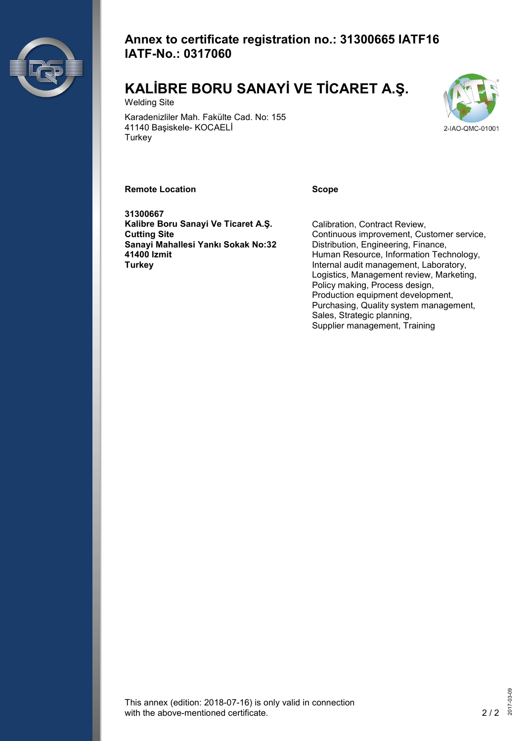# Annex to certificate registration no.: 31300665 IATF16
# IATF-No.: 0317060

## KALİBRE BORU SANAYİ VE TİCARET A.Ş.

Welding Site

Karadenizliler Mah. Fakülte Cad. No: 155
41140 Başiskele- KOCAELİ
Turkey

2-IAO-QMC-01001

| Remote Location | Scope |
|---|---|
| **31300667**<br>**Kalibre Boru Sanayi Ve Ticaret A.Ş.**<br>**Cutting Site**<br>**Sanayi Mahallesi Yankı Sokak No:32**<br>**41400 Izmit**<br>**Turkey** | Calibration, Contract Review, Continuous improvement, Customer service, Distribution, Engineering, Finance, Human Resource, Information Technology, Internal audit management, Laboratory, Logistics, Management review, Marketing, Policy making, Process design, Production equipment development, Purchasing, Quality system management, Sales, Strategic planning, Supplier management, Training |

This annex (edition: 2018-07-16) is only valid in connection with the above-mentioned certificate.

2017-03-09